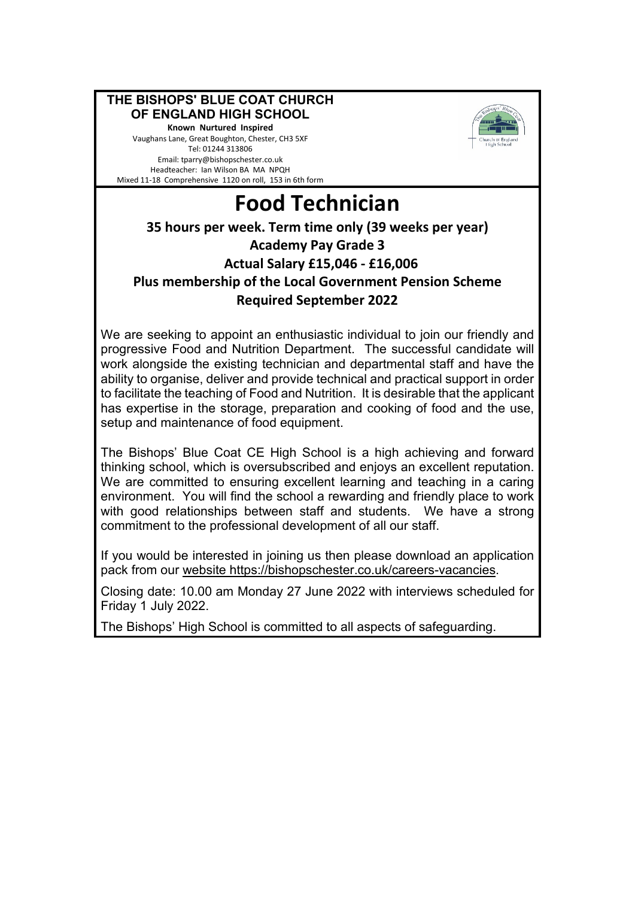**THE BISHOPS' BLUE COAT CHURCH OF ENGLAND HIGH SCHOOL**

**Known Nurtured Inspired**

Vaughans Lane, Great Boughton, Chester, CH3 5XF

Tel: 01244 313806

Email: tparry@bishopschester.co.uk

Headteacher: Ian Wilson BA MA NPQH

Mixed 11-18 Comprehensive 1120 on roll, 153 in 6th form

# Food Technician

**35 hours per week. Term time only (39 weeks per year)**

**Academy Pay Grade 3**

**Actual Salary £15,046 - £16,006**

**Plus membership of the Local Government Pension Scheme**

**Required September 2022**

We are seeking to appoint an enthusiastic individual to join our friendly and progressive Food and Nutrition Department. The successful candidate will work alongside the existing technician and departmental staff and have the ability to organise, deliver and provide technical and practical support in order to facilitate the teaching of Food and Nutrition. It is desirable that the applicant has expertise in the storage, preparation and cooking of food and the use, setup and maintenance of food equipment.

The Bishops' Blue Coat CE High School is a high achieving and forward thinking school, which is oversubscribed and enjoys an excellent reputation. We are committed to ensuring excellent learning and teaching in a caring environment. You will find the school a rewarding and friendly place to work with good relationships between staff and students. We have a strong commitment to the professional development of all our staff.

If you would be interested in joining us then please download an application pack from our website https://bishopschester.co.uk/careers-vacancies.

Closing date: 10.00 am Monday 27 June 2022 with interviews scheduled for Friday 1 July 2022.

The Bishops' High School is committed to all aspects of safeguarding.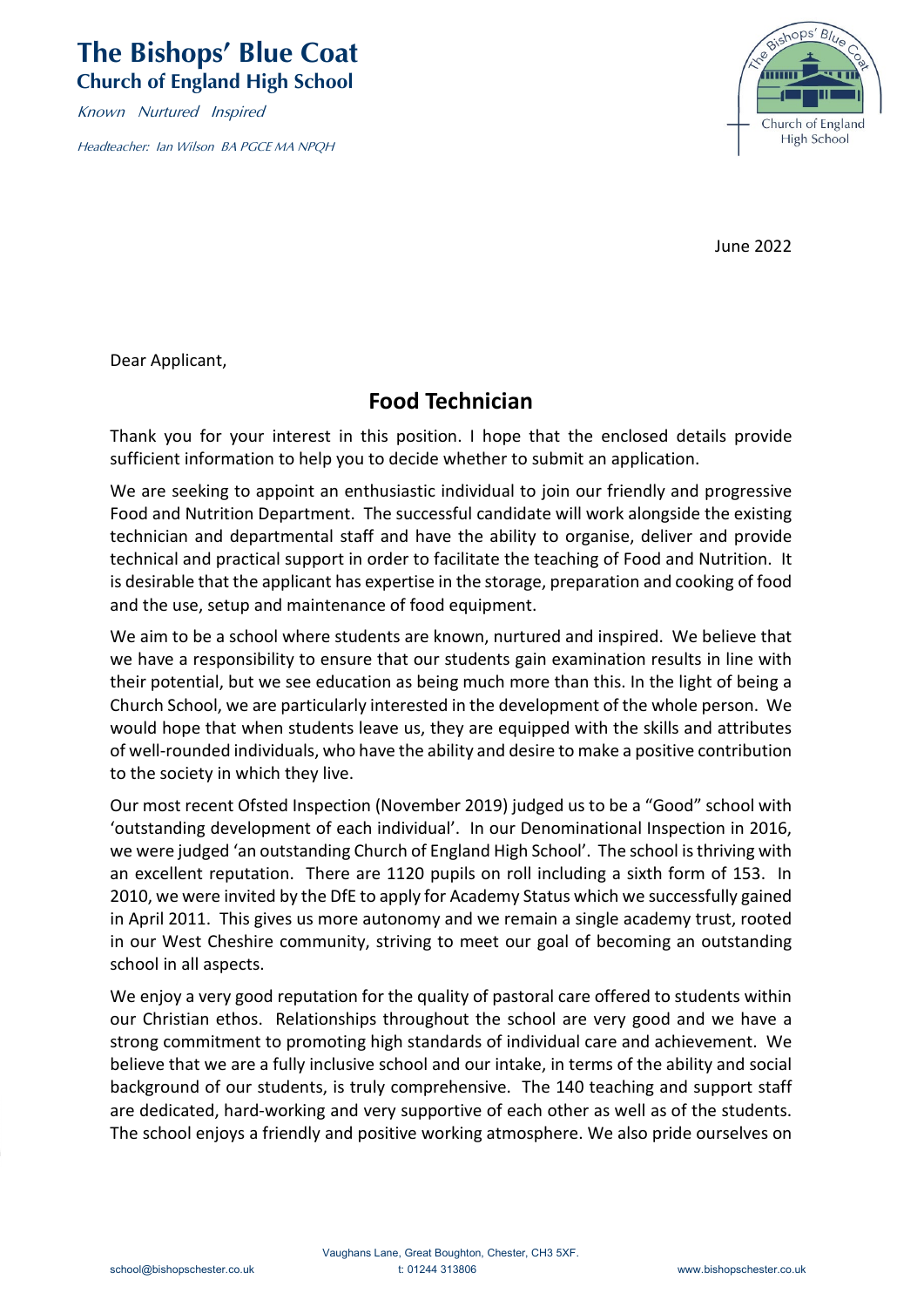# The Bishops' Blue Coat
## Church of England High School

*Known Nurtured Inspired*

*Headteacher: Ian Wilson BA PGCE MA NPQH*

June 2022

Dear Applicant,

## Food Technician

Thank you for your interest in this position. I hope that the enclosed details provide sufficient information to help you to decide whether to submit an application.

We are seeking to appoint an enthusiastic individual to join our friendly and progressive Food and Nutrition Department. The successful candidate will work alongside the existing technician and departmental staff and have the ability to organise, deliver and provide technical and practical support in order to facilitate the teaching of Food and Nutrition. It is desirable that the applicant has expertise in the storage, preparation and cooking of food and the use, setup and maintenance of food equipment.

We aim to be a school where students are known, nurtured and inspired. We believe that we have a responsibility to ensure that our students gain examination results in line with their potential, but we see education as being much more than this. In the light of being a Church School, we are particularly interested in the development of the whole person. We would hope that when students leave us, they are equipped with the skills and attributes of well-rounded individuals, who have the ability and desire to make a positive contribution to the society in which they live.

Our most recent Ofsted Inspection (November 2019) judged us to be a "Good" school with 'outstanding development of each individual'. In our Denominational Inspection in 2016, we were judged 'an outstanding Church of England High School'. The school is thriving with an excellent reputation. There are 1120 pupils on roll including a sixth form of 153. In 2010, we were invited by the DfE to apply for Academy Status which we successfully gained in April 2011. This gives us more autonomy and we remain a single academy trust, rooted in our West Cheshire community, striving to meet our goal of becoming an outstanding school in all aspects.

We enjoy a very good reputation for the quality of pastoral care offered to students within our Christian ethos. Relationships throughout the school are very good and we have a strong commitment to promoting high standards of individual care and achievement. We believe that we are a fully inclusive school and our intake, in terms of the ability and social background of our students, is truly comprehensive. The 140 teaching and support staff are dedicated, hard-working and very supportive of each other as well as of the students. The school enjoys a friendly and positive working atmosphere. We also pride ourselves on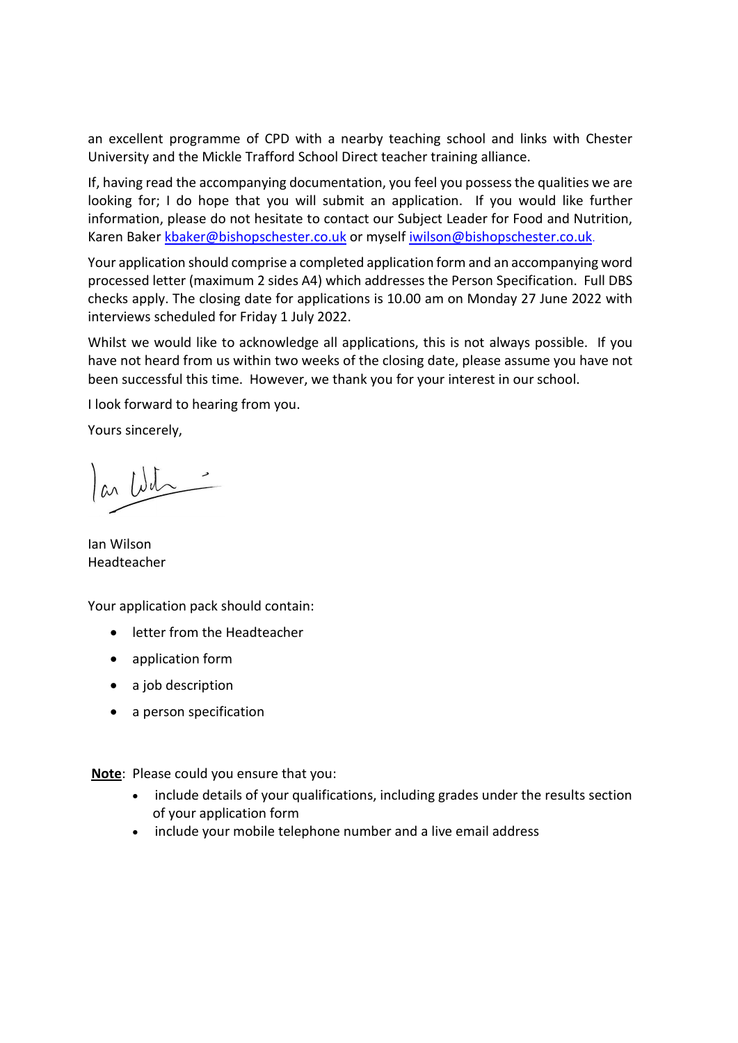an excellent programme of CPD with a nearby teaching school and links with Chester University and the Mickle Trafford School Direct teacher training alliance.

If, having read the accompanying documentation, you feel you possess the qualities we are looking for; I do hope that you will submit an application. If you would like further information, please do not hesitate to contact our Subject Leader for Food and Nutrition, Karen Baker kbaker@bishopschester.co.uk or myself iwilson@bishopschester.co.uk.

Your application should comprise a completed application form and an accompanying word processed letter (maximum 2 sides A4) which addresses the Person Specification. Full DBS checks apply. The closing date for applications is 10.00 am on Monday 27 June 2022 with interviews scheduled for Friday 1 July 2022.

Whilst we would like to acknowledge all applications, this is not always possible. If you have not heard from us within two weeks of the closing date, please assume you have not been successful this time. However, we thank you for your interest in our school.

I look forward to hearing from you.

Yours sincerely,

Ian Wilson
Headteacher

Your application pack should contain:

- letter from the Headteacher
- application form
- a job description
- a person specification

**Note**: Please could you ensure that you:

- include details of your qualifications, including grades under the results section of your application form
- include your mobile telephone number and a live email address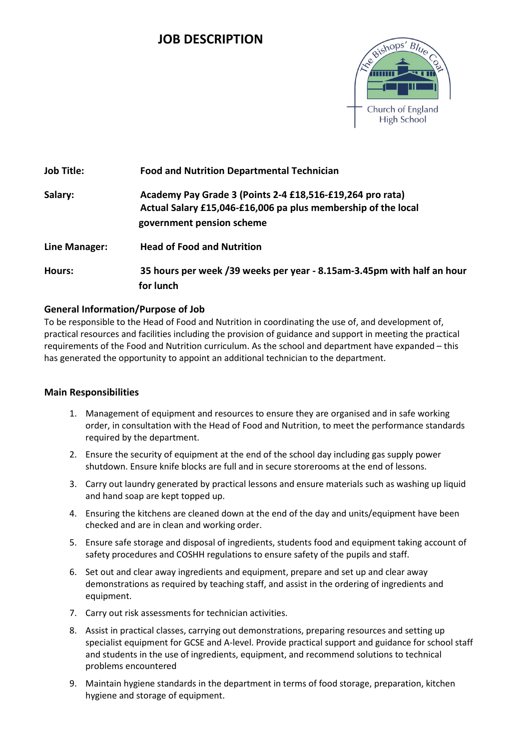# JOB DESCRIPTION

| | |
|---|---|
| **Job Title:** | **Food and Nutrition Departmental Technician** |
| **Salary:** | **Academy Pay Grade 3 (Points 2-4 £18,516-£19,264 pro rata) Actual Salary £15,046-£16,006 pa plus membership of the local government pension scheme** |
| **Line Manager:** | **Head of Food and Nutrition** |
| **Hours:** | **35 hours per week /39 weeks per year - 8.15am-3.45pm with half an hour for lunch** |

### General Information/Purpose of Job

To be responsible to the Head of Food and Nutrition in coordinating the use of, and development of, practical resources and facilities including the provision of guidance and support in meeting the practical requirements of the Food and Nutrition curriculum. As the school and department have expanded – this has generated the opportunity to appoint an additional technician to the department.

### Main Responsibilities

1. Management of equipment and resources to ensure they are organised and in safe working order, in consultation with the Head of Food and Nutrition, to meet the performance standards required by the department.
2. Ensure the security of equipment at the end of the school day including gas supply power shutdown. Ensure knife blocks are full and in secure storerooms at the end of lessons.
3. Carry out laundry generated by practical lessons and ensure materials such as washing up liquid and hand soap are kept topped up.
4. Ensuring the kitchens are cleaned down at the end of the day and units/equipment have been checked and are in clean and working order.
5. Ensure safe storage and disposal of ingredients, students food and equipment taking account of safety procedures and COSHH regulations to ensure safety of the pupils and staff.
6. Set out and clear away ingredients and equipment, prepare and set up and clear away demonstrations as required by teaching staff, and assist in the ordering of ingredients and equipment.
7. Carry out risk assessments for technician activities.
8. Assist in practical classes, carrying out demonstrations, preparing resources and setting up specialist equipment for GCSE and A-level. Provide practical support and guidance for school staff and students in the use of ingredients, equipment, and recommend solutions to technical problems encountered
9. Maintain hygiene standards in the department in terms of food storage, preparation, kitchen hygiene and storage of equipment.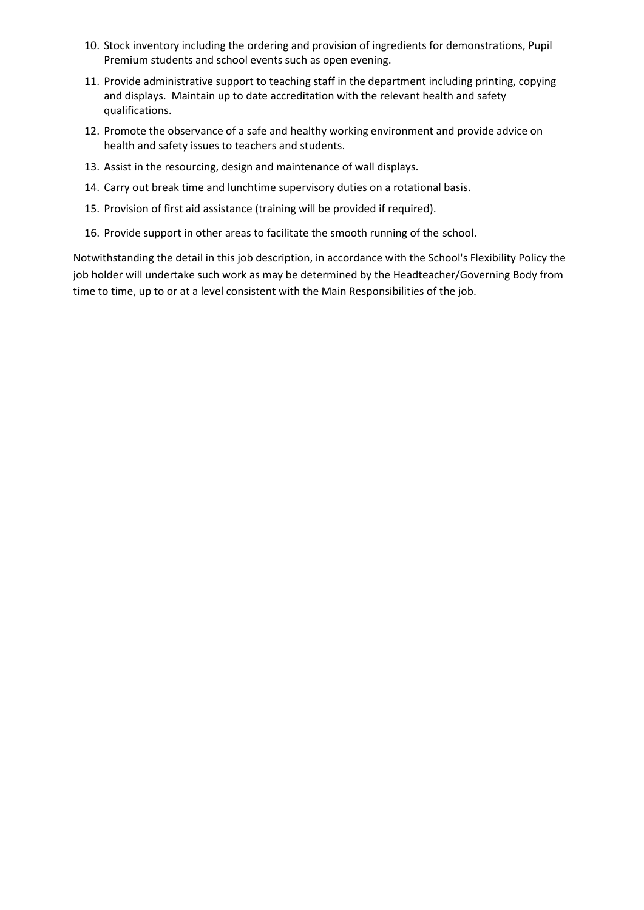10. Stock inventory including the ordering and provision of ingredients for demonstrations, Pupil Premium students and school events such as open evening.
11. Provide administrative support to teaching staff in the department including printing, copying and displays. Maintain up to date accreditation with the relevant health and safety qualifications.
12. Promote the observance of a safe and healthy working environment and provide advice on health and safety issues to teachers and students.
13. Assist in the resourcing, design and maintenance of wall displays.
14. Carry out break time and lunchtime supervisory duties on a rotational basis.
15. Provision of first aid assistance (training will be provided if required).
16. Provide support in other areas to facilitate the smooth running of the school.

Notwithstanding the detail in this job description, in accordance with the School's Flexibility Policy the job holder will undertake such work as may be determined by the Headteacher/Governing Body from time to time, up to or at a level consistent with the Main Responsibilities of the job.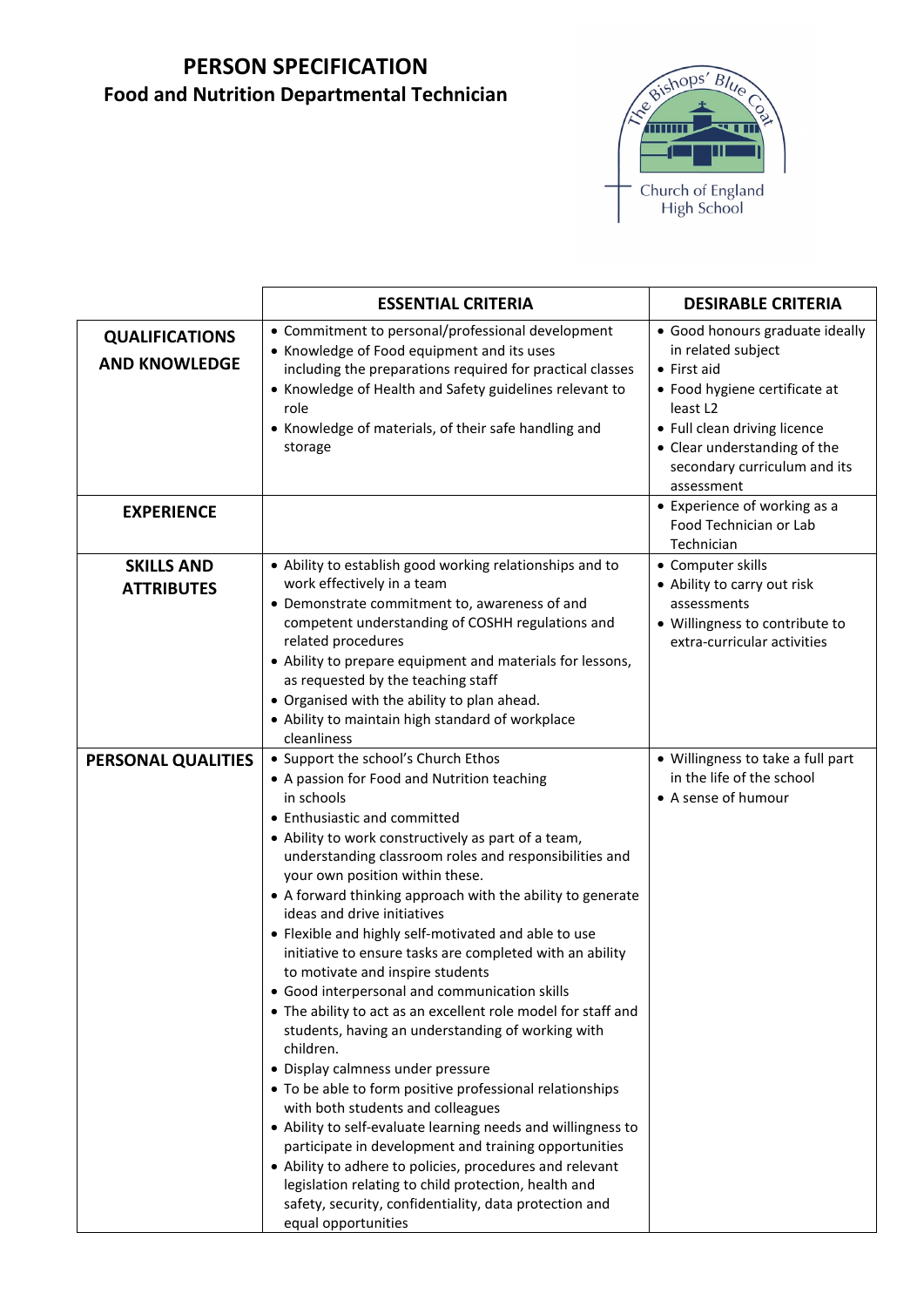# PERSON SPECIFICATION

## Food and Nutrition Departmental Technician

The Bishops' Blue Coat Church of England High School

| | ESSENTIAL CRITERIA | DESIRABLE CRITERIA |
|---|---|---|
| **QUALIFICATIONS AND KNOWLEDGE** | • Commitment to personal/professional development<br>• Knowledge of Food equipment and its uses including the preparations required for practical classes<br>• Knowledge of Health and Safety guidelines relevant to role<br>• Knowledge of materials, of their safe handling and storage | • Good honours graduate ideally in related subject<br>• First aid<br>• Food hygiene certificate at least L2<br>• Full clean driving licence<br>• Clear understanding of the secondary curriculum and its assessment |
| **EXPERIENCE** | | • Experience of working as a Food Technician or Lab Technician |
| **SKILLS AND ATTRIBUTES** | • Ability to establish good working relationships and to work effectively in a team<br>• Demonstrate commitment to, awareness of and competent understanding of COSHH regulations and related procedures<br>• Ability to prepare equipment and materials for lessons, as requested by the teaching staff<br>• Organised with the ability to plan ahead.<br>• Ability to maintain high standard of workplace cleanliness | • Computer skills<br>• Ability to carry out risk assessments<br>• Willingness to contribute to extra-curricular activities |
| **PERSONAL QUALITIES** | • Support the school's Church Ethos<br>• A passion for Food and Nutrition teaching in schools<br>• Enthusiastic and committed<br>• Ability to work constructively as part of a team, understanding classroom roles and responsibilities and your own position within these.<br>• A forward thinking approach with the ability to generate ideas and drive initiatives<br>• Flexible and highly self-motivated and able to use initiative to ensure tasks are completed with an ability to motivate and inspire students<br>• Good interpersonal and communication skills<br>• The ability to act as an excellent role model for staff and students, having an understanding of working with children.<br>• Display calmness under pressure<br>• To be able to form positive professional relationships with both students and colleagues<br>• Ability to self-evaluate learning needs and willingness to participate in development and training opportunities<br>• Ability to adhere to policies, procedures and relevant legislation relating to child protection, health and safety, security, confidentiality, data protection and equal opportunities | • Willingness to take a full part in the life of the school<br>• A sense of humour |